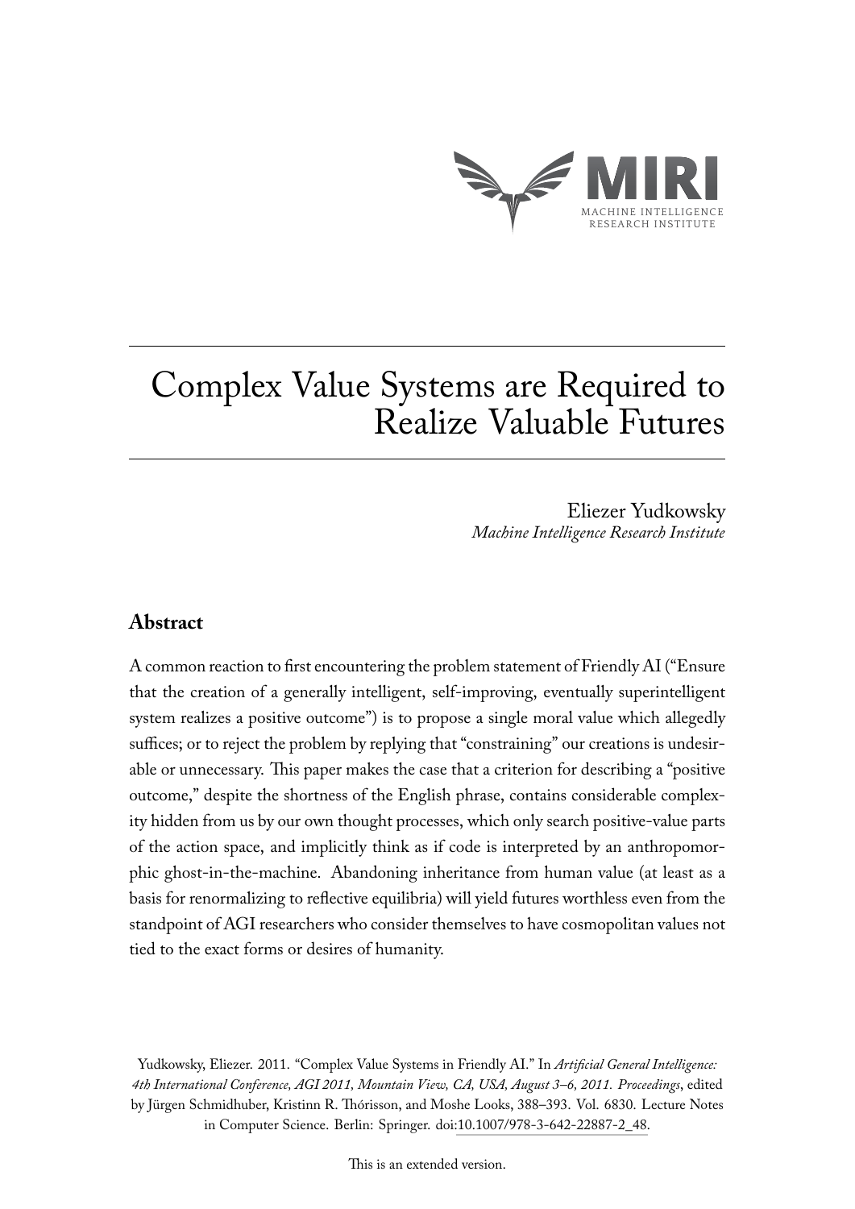MIRI

MACHINE INTELLIGENCE RESEARCH INSTITUTE

# Complex Value Systems are Required to Realize Valuable Futures

Eliezer Yudkowsky
*Machine Intelligence Research Institute*

## Abstract

A common reaction to first encountering the problem statement of Friendly AI ("Ensure that the creation of a generally intelligent, self-improving, eventually superintelligent system realizes a positive outcome") is to propose a single moral value which allegedly suffices; or to reject the problem by replying that "constraining" our creations is undesirable or unnecessary. This paper makes the case that a criterion for describing a "positive outcome," despite the shortness of the English phrase, contains considerable complexity hidden from us by our own thought processes, which only search positive-value parts of the action space, and implicitly think as if code is interpreted by an anthropomorphic ghost-in-the-machine. Abandoning inheritance from human value (at least as a basis for renormalizing to reflective equilibria) will yield futures worthless even from the standpoint of AGI researchers who consider themselves to have cosmopolitan values not tied to the exact forms or desires of humanity.

Yudkowsky, Eliezer. 2011. "Complex Value Systems in Friendly AI." In *Artificial General Intelligence: 4th International Conference, AGI 2011, Mountain View, CA, USA, August 3–6, 2011. Proceedings*, edited by Jürgen Schmidhuber, Kristinn R. Thórisson, and Moshe Looks, 388–393. Vol. 6830. Lecture Notes in Computer Science. Berlin: Springer. doi:10.1007/978-3-642-22887-2_48.

This is an extended version.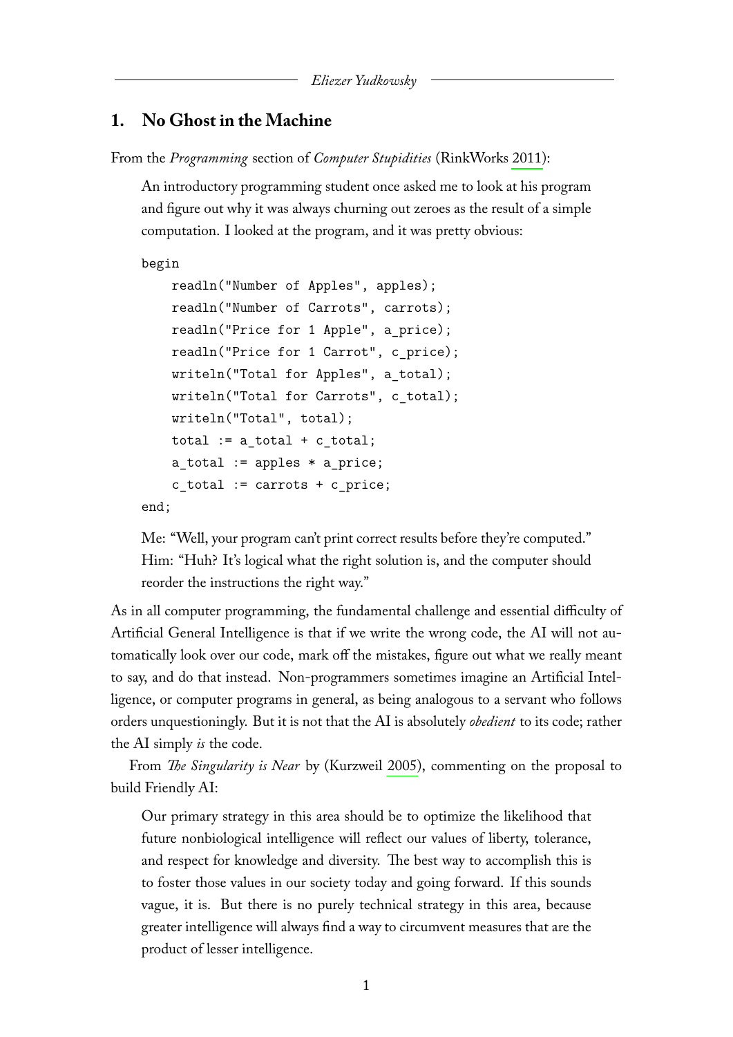## 1. No Ghost in the Machine

From the *Programming* section of *Computer Stupidities* (RinkWorks 2011):

> An introductory programming student once asked me to look at his program and figure out why it was always churning out zeroes as the result of a simple computation. I looked at the program, and it was pretty obvious:
>
> ```
> begin
>     readln("Number of Apples", apples);
>     readln("Number of Carrots", carrots);
>     readln("Price for 1 Apple", a_price);
>     readln("Price for 1 Carrot", c_price);
>     writeln("Total for Apples", a_total);
>     writeln("Total for Carrots", c_total);
>     writeln("Total", total);
>     total := a_total + c_total;
>     a_total := apples * a_price;
>     c_total := carrots + c_price;
> end;
> ```
>
> Me: "Well, your program can't print correct results before they're computed."
> Him: "Huh? It's logical what the right solution is, and the computer should reorder the instructions the right way."

As in all computer programming, the fundamental challenge and essential difficulty of Artificial General Intelligence is that if we write the wrong code, the AI will not automatically look over our code, mark off the mistakes, figure out what we really meant to say, and do that instead. Non-programmers sometimes imagine an Artificial Intelligence, or computer programs in general, as being analogous to a servant who follows orders unquestioningly. But it is not that the AI is absolutely *obedient* to its code; rather the AI simply *is* the code.

From *The Singularity is Near* by (Kurzweil 2005), commenting on the proposal to build Friendly AI:

> Our primary strategy in this area should be to optimize the likelihood that future nonbiological intelligence will reflect our values of liberty, tolerance, and respect for knowledge and diversity. The best way to accomplish this is to foster those values in our society today and going forward. If this sounds vague, it is. But there is no purely technical strategy in this area, because greater intelligence will always find a way to circumvent measures that are the product of lesser intelligence.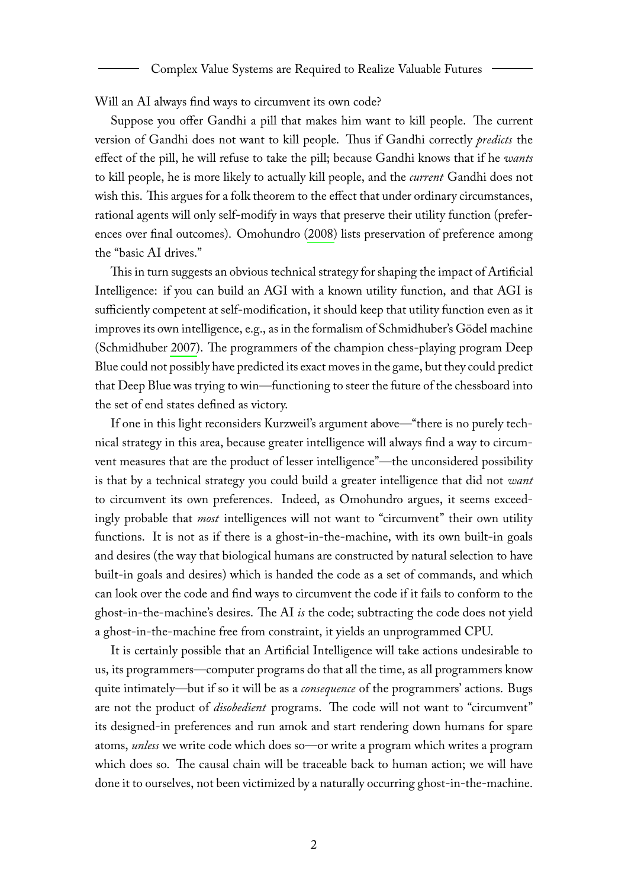Will an AI always find ways to circumvent its own code?

Suppose you offer Gandhi a pill that makes him want to kill people. The current version of Gandhi does not want to kill people. Thus if Gandhi correctly *predicts* the effect of the pill, he will refuse to take the pill; because Gandhi knows that if he *wants* to kill people, he is more likely to actually kill people, and the *current* Gandhi does not wish this. This argues for a folk theorem to the effect that under ordinary circumstances, rational agents will only self-modify in ways that preserve their utility function (preferences over final outcomes). Omohundro (2008) lists preservation of preference among the "basic AI drives."

This in turn suggests an obvious technical strategy for shaping the impact of Artificial Intelligence: if you can build an AGI with a known utility function, and that AGI is sufficiently competent at self-modification, it should keep that utility function even as it improves its own intelligence, e.g., as in the formalism of Schmidhuber's Gödel machine (Schmidhuber 2007). The programmers of the champion chess-playing program Deep Blue could not possibly have predicted its exact moves in the game, but they could predict that Deep Blue was trying to win—functioning to steer the future of the chessboard into the set of end states defined as victory.

If one in this light reconsiders Kurzweil's argument above—"there is no purely technical strategy in this area, because greater intelligence will always find a way to circumvent measures that are the product of lesser intelligence"—the unconsidered possibility is that by a technical strategy you could build a greater intelligence that did not *want* to circumvent its own preferences. Indeed, as Omohundro argues, it seems exceedingly probable that *most* intelligences will not want to "circumvent" their own utility functions. It is not as if there is a ghost-in-the-machine, with its own built-in goals and desires (the way that biological humans are constructed by natural selection to have built-in goals and desires) which is handed the code as a set of commands, and which can look over the code and find ways to circumvent the code if it fails to conform to the ghost-in-the-machine's desires. The AI *is* the code; subtracting the code does not yield a ghost-in-the-machine free from constraint, it yields an unprogrammed CPU.

It is certainly possible that an Artificial Intelligence will take actions undesirable to us, its programmers—computer programs do that all the time, as all programmers know quite intimately—but if so it will be as a *consequence* of the programmers' actions. Bugs are not the product of *disobedient* programs. The code will not want to "circumvent" its designed-in preferences and run amok and start rendering down humans for spare atoms, *unless* we write code which does so—or write a program which writes a program which does so. The causal chain will be traceable back to human action; we will have done it to ourselves, not been victimized by a naturally occurring ghost-in-the-machine.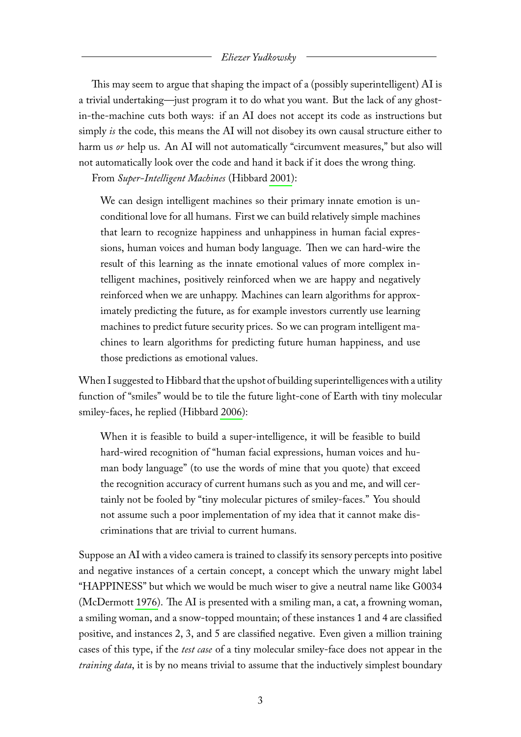This may seem to argue that shaping the impact of a (possibly superintelligent) AI is a trivial undertaking—just program it to do what you want. But the lack of any ghost-in-the-machine cuts both ways: if an AI does not accept its code as instructions but simply *is* the code, this means the AI will not disobey its own causal structure either to harm us *or* help us. An AI will not automatically "circumvent measures," but also will not automatically look over the code and hand it back if it does the wrong thing.

From *Super-Intelligent Machines* (Hibbard 2001):

> We can design intelligent machines so their primary innate emotion is unconditional love for all humans. First we can build relatively simple machines that learn to recognize happiness and unhappiness in human facial expressions, human voices and human body language. Then we can hard-wire the result of this learning as the innate emotional values of more complex intelligent machines, positively reinforced when we are happy and negatively reinforced when we are unhappy. Machines can learn algorithms for approximately predicting the future, as for example investors currently use learning machines to predict future security prices. So we can program intelligent machines to learn algorithms for predicting future human happiness, and use those predictions as emotional values.

When I suggested to Hibbard that the upshot of building superintelligences with a utility function of "smiles" would be to tile the future light-cone of Earth with tiny molecular smiley-faces, he replied (Hibbard 2006):

> When it is feasible to build a super-intelligence, it will be feasible to build hard-wired recognition of "human facial expressions, human voices and human body language" (to use the words of mine that you quote) that exceed the recognition accuracy of current humans such as you and me, and will certainly not be fooled by "tiny molecular pictures of smiley-faces." You should not assume such a poor implementation of my idea that it cannot make discriminations that are trivial to current humans.

Suppose an AI with a video camera is trained to classify its sensory percepts into positive and negative instances of a certain concept, a concept which the unwary might label "HAPPINESS" but which we would be much wiser to give a neutral name like G0034 (McDermott 1976). The AI is presented with a smiling man, a cat, a frowning woman, a smiling woman, and a snow-topped mountain; of these instances 1 and 4 are classified positive, and instances 2, 3, and 5 are classified negative. Even given a million training cases of this type, if the *test case* of a tiny molecular smiley-face does not appear in the *training data*, it is by no means trivial to assume that the inductively simplest boundary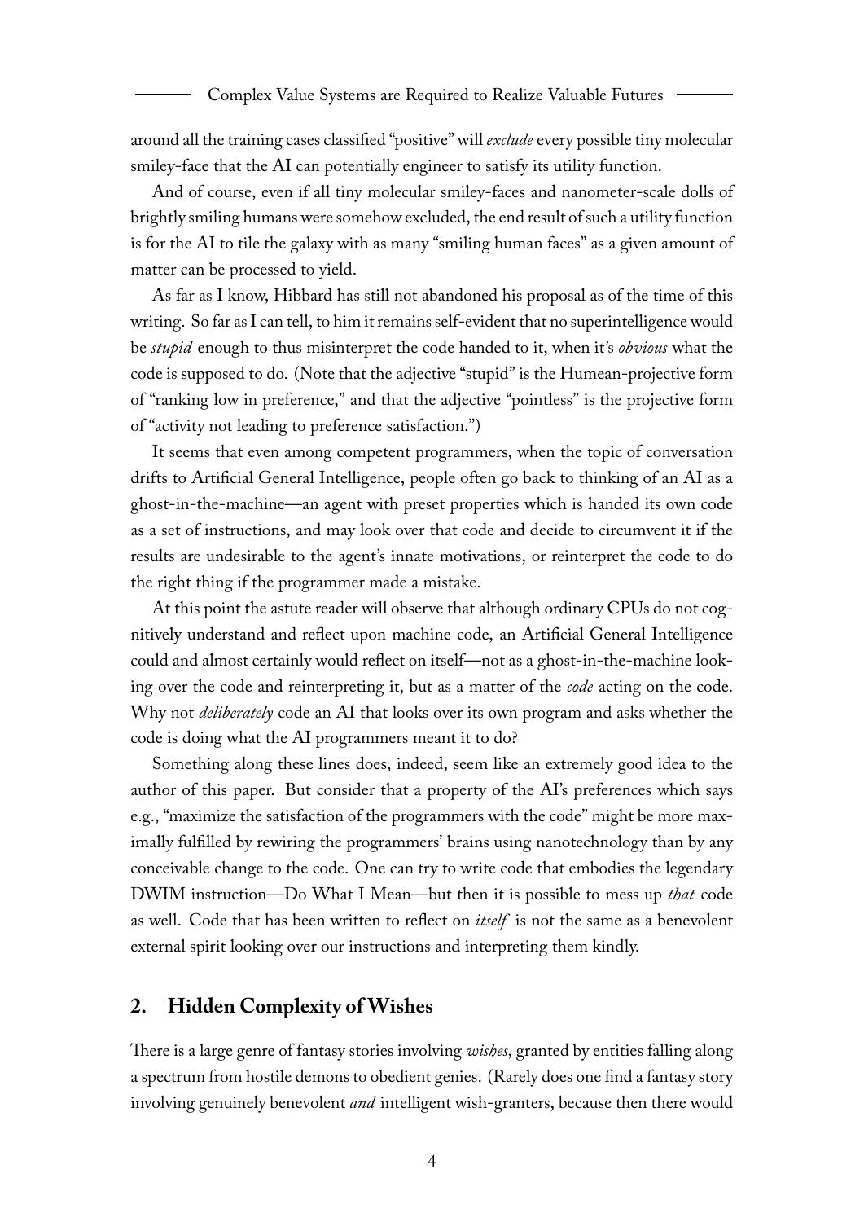around all the training cases classified "positive" will *exclude* every possible tiny molecular smiley-face that the AI can potentially engineer to satisfy its utility function.

And of course, even if all tiny molecular smiley-faces and nanometer-scale dolls of brightly smiling humans were somehow excluded, the end result of such a utility function is for the AI to tile the galaxy with as many "smiling human faces" as a given amount of matter can be processed to yield.

As far as I know, Hibbard has still not abandoned his proposal as of the time of this writing. So far as I can tell, to him it remains self-evident that no superintelligence would be *stupid* enough to thus misinterpret the code handed to it, when it's *obvious* what the code is supposed to do. (Note that the adjective "stupid" is the Humean-projective form of "ranking low in preference," and that the adjective "pointless" is the projective form of "activity not leading to preference satisfaction.")

It seems that even among competent programmers, when the topic of conversation drifts to Artificial General Intelligence, people often go back to thinking of an AI as a ghost-in-the-machine—an agent with preset properties which is handed its own code as a set of instructions, and may look over that code and decide to circumvent it if the results are undesirable to the agent's innate motivations, or reinterpret the code to do the right thing if the programmer made a mistake.

At this point the astute reader will observe that although ordinary CPUs do not cognitively understand and reflect upon machine code, an Artificial General Intelligence could and almost certainly would reflect on itself—not as a ghost-in-the-machine looking over the code and reinterpreting it, but as a matter of the *code* acting on the code. Why not *deliberately* code an AI that looks over its own program and asks whether the code is doing what the AI programmers meant it to do?

Something along these lines does, indeed, seem like an extremely good idea to the author of this paper. But consider that a property of the AI's preferences which says e.g., "maximize the satisfaction of the programmers with the code" might be more maximally fulfilled by rewiring the programmers' brains using nanotechnology than by any conceivable change to the code. One can try to write code that embodies the legendary DWIM instruction—Do What I Mean—but then it is possible to mess up *that* code as well. Code that has been written to reflect on *itself* is not the same as a benevolent external spirit looking over our instructions and interpreting them kindly.

## 2. Hidden Complexity of Wishes

There is a large genre of fantasy stories involving *wishes*, granted by entities falling along a spectrum from hostile demons to obedient genies. (Rarely does one find a fantasy story involving genuinely benevolent *and* intelligent wish-granters, because then there would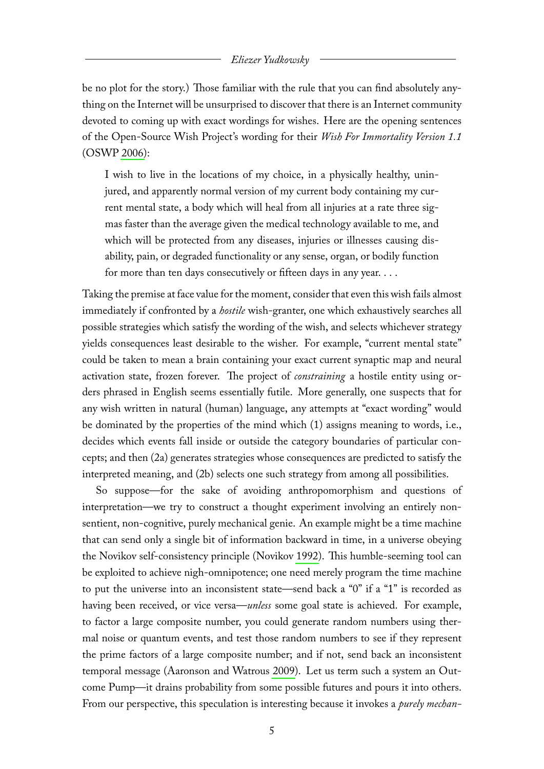be no plot for the story.) Those familiar with the rule that you can find absolutely anything on the Internet will be unsurprised to discover that there is an Internet community devoted to coming up with exact wordings for wishes. Here are the opening sentences of the Open-Source Wish Project's wording for their *Wish For Immortality Version 1.1* (OSWP 2006):

> I wish to live in the locations of my choice, in a physically healthy, uninjured, and apparently normal version of my current body containing my current mental state, a body which will heal from all injuries at a rate three sigmas faster than the average given the medical technology available to me, and which will be protected from any diseases, injuries or illnesses causing disability, pain, or degraded functionality or any sense, organ, or bodily function for more than ten days consecutively or fifteen days in any year. . . .

Taking the premise at face value for the moment, consider that even this wish fails almost immediately if confronted by a *hostile* wish-granter, one which exhaustively searches all possible strategies which satisfy the wording of the wish, and selects whichever strategy yields consequences least desirable to the wisher. For example, "current mental state" could be taken to mean a brain containing your exact current synaptic map and neural activation state, frozen forever. The project of *constraining* a hostile entity using orders phrased in English seems essentially futile. More generally, one suspects that for any wish written in natural (human) language, any attempts at "exact wording" would be dominated by the properties of the mind which (1) assigns meaning to words, i.e., decides which events fall inside or outside the category boundaries of particular concepts; and then (2a) generates strategies whose consequences are predicted to satisfy the interpreted meaning, and (2b) selects one such strategy from among all possibilities.

So suppose—for the sake of avoiding anthropomorphism and questions of interpretation—we try to construct a thought experiment involving an entirely nonsentient, non-cognitive, purely mechanical genie. An example might be a time machine that can send only a single bit of information backward in time, in a universe obeying the Novikov self-consistency principle (Novikov 1992). This humble-seeming tool can be exploited to achieve nigh-omnipotence; one need merely program the time machine to put the universe into an inconsistent state—send back a "0" if a "1" is recorded as having been received, or vice versa—*unless* some goal state is achieved. For example, to factor a large composite number, you could generate random numbers using thermal noise or quantum events, and test those random numbers to see if they represent the prime factors of a large composite number; and if not, send back an inconsistent temporal message (Aaronson and Watrous 2009). Let us term such a system an Outcome Pump—it drains probability from some possible futures and pours it into others. From our perspective, this speculation is interesting because it invokes a *purely mechan-*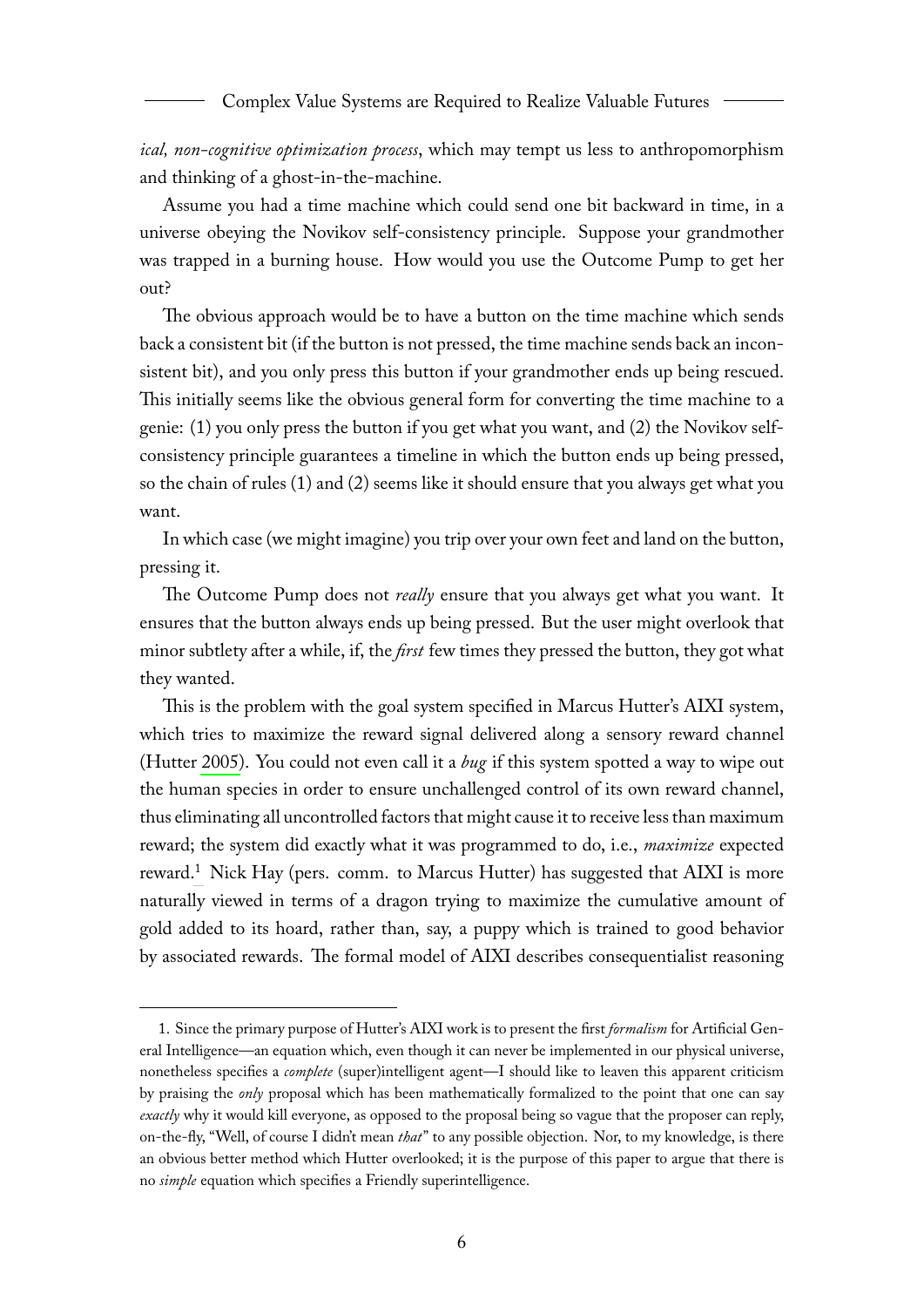*ical, non-cognitive optimization process*, which may tempt us less to anthropomorphism and thinking of a ghost-in-the-machine.

Assume you had a time machine which could send one bit backward in time, in a universe obeying the Novikov self-consistency principle. Suppose your grandmother was trapped in a burning house. How would you use the Outcome Pump to get her out?

The obvious approach would be to have a button on the time machine which sends back a consistent bit (if the button is not pressed, the time machine sends back an inconsistent bit), and you only press this button if your grandmother ends up being rescued. This initially seems like the obvious general form for converting the time machine to a genie: (1) you only press the button if you get what you want, and (2) the Novikov self-consistency principle guarantees a timeline in which the button ends up being pressed, so the chain of rules (1) and (2) seems like it should ensure that you always get what you want.

In which case (we might imagine) you trip over your own feet and land on the button, pressing it.

The Outcome Pump does not *really* ensure that you always get what you want. It ensures that the button always ends up being pressed. But the user might overlook that minor subtlety after a while, if, the *first* few times they pressed the button, they got what they wanted.

This is the problem with the goal system specified in Marcus Hutter's AIXI system, which tries to maximize the reward signal delivered along a sensory reward channel (Hutter 2005). You could not even call it a *bug* if this system spotted a way to wipe out the human species in order to ensure unchallenged control of its own reward channel, thus eliminating all uncontrolled factors that might cause it to receive less than maximum reward; the system did exactly what it was programmed to do, i.e., *maximize* expected reward.[1] Nick Hay (pers. comm. to Marcus Hutter) has suggested that AIXI is more naturally viewed in terms of a dragon trying to maximize the cumulative amount of gold added to its hoard, rather than, say, a puppy which is trained to good behavior by associated rewards. The formal model of AIXI describes consequentialist reasoning

---

1. Since the primary purpose of Hutter's AIXI work is to present the first *formalism* for Artificial General Intelligence—an equation which, even though it can never be implemented in our physical universe, nonetheless specifies a *complete* (super)intelligent agent—I should like to leaven this apparent criticism by praising the *only* proposal which has been mathematically formalized to the point that one can say *exactly* why it would kill everyone, as opposed to the proposal being so vague that the proposer can reply, on-the-fly, "Well, of course I didn't mean *that*" to any possible objection. Nor, to my knowledge, is there an obvious better method which Hutter overlooked; it is the purpose of this paper to argue that there is no *simple* equation which specifies a Friendly superintelligence.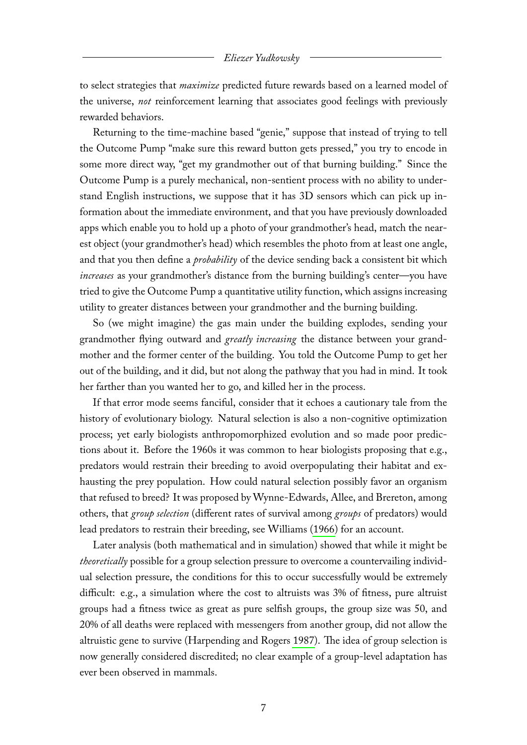to select strategies that *maximize* predicted future rewards based on a learned model of the universe, *not* reinforcement learning that associates good feelings with previously rewarded behaviors.

Returning to the time-machine based "genie," suppose that instead of trying to tell the Outcome Pump "make sure this reward button gets pressed," you try to encode in some more direct way, "get my grandmother out of that burning building." Since the Outcome Pump is a purely mechanical, non-sentient process with no ability to understand English instructions, we suppose that it has 3D sensors which can pick up information about the immediate environment, and that you have previously downloaded apps which enable you to hold up a photo of your grandmother's head, match the nearest object (your grandmother's head) which resembles the photo from at least one angle, and that you then define a *probability* of the device sending back a consistent bit which *increases* as your grandmother's distance from the burning building's center—you have tried to give the Outcome Pump a quantitative utility function, which assigns increasing utility to greater distances between your grandmother and the burning building.

So (we might imagine) the gas main under the building explodes, sending your grandmother flying outward and *greatly increasing* the distance between your grandmother and the former center of the building. You told the Outcome Pump to get her out of the building, and it did, but not along the pathway that you had in mind. It took her farther than you wanted her to go, and killed her in the process.

If that error mode seems fanciful, consider that it echoes a cautionary tale from the history of evolutionary biology. Natural selection is also a non-cognitive optimization process; yet early biologists anthropomorphized evolution and so made poor predictions about it. Before the 1960s it was common to hear biologists proposing that e.g., predators would restrain their breeding to avoid overpopulating their habitat and exhausting the prey population. How could natural selection possibly favor an organism that refused to breed? It was proposed by Wynne-Edwards, Allee, and Brereton, among others, that *group selection* (different rates of survival among *groups* of predators) would lead predators to restrain their breeding, see Williams (1966) for an account.

Later analysis (both mathematical and in simulation) showed that while it might be *theoretically* possible for a group selection pressure to overcome a countervailing individual selection pressure, the conditions for this to occur successfully would be extremely difficult: e.g., a simulation where the cost to altruists was 3% of fitness, pure altruist groups had a fitness twice as great as pure selfish groups, the group size was 50, and 20% of all deaths were replaced with messengers from another group, did not allow the altruistic gene to survive (Harpending and Rogers 1987). The idea of group selection is now generally considered discredited; no clear example of a group-level adaptation has ever been observed in mammals.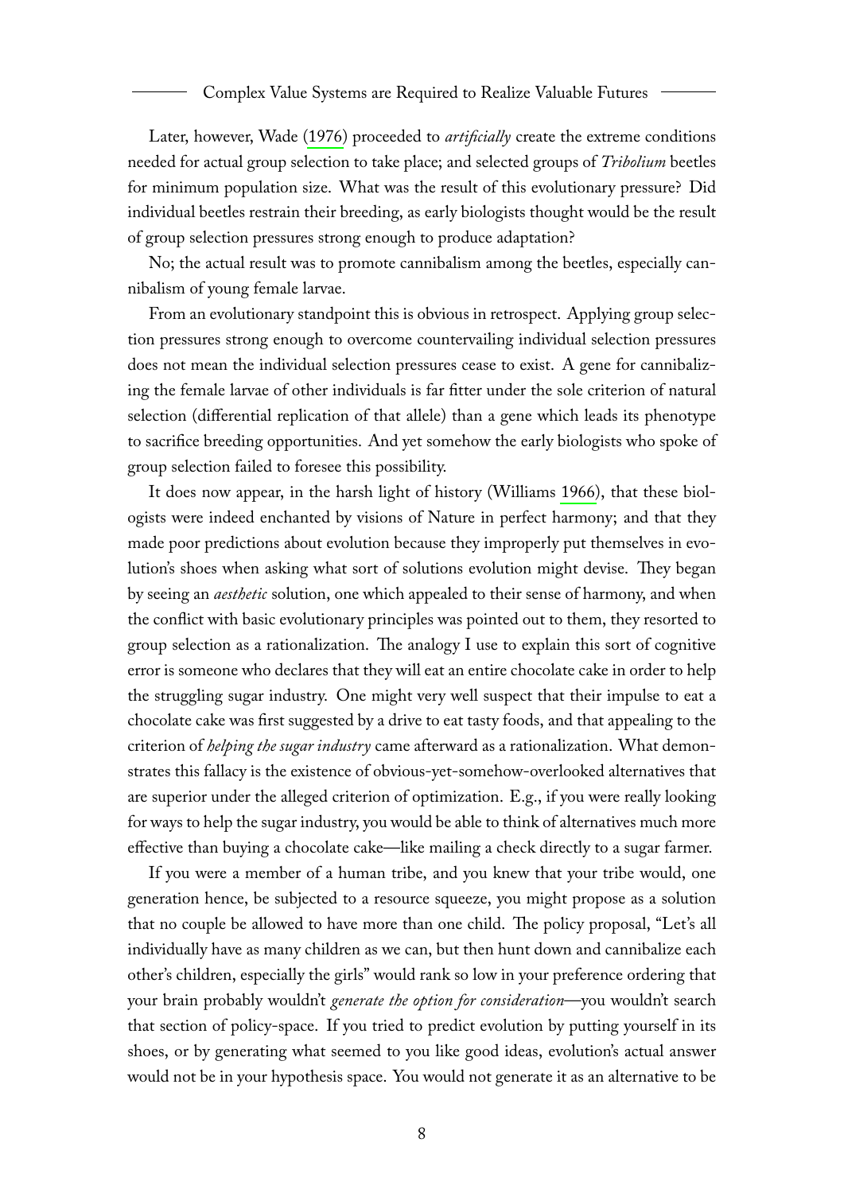Later, however, Wade (1976) proceeded to *artificially* create the extreme conditions needed for actual group selection to take place; and selected groups of *Tribolium* beetles for minimum population size. What was the result of this evolutionary pressure? Did individual beetles restrain their breeding, as early biologists thought would be the result of group selection pressures strong enough to produce adaptation?

No; the actual result was to promote cannibalism among the beetles, especially cannibalism of young female larvae.

From an evolutionary standpoint this is obvious in retrospect. Applying group selection pressures strong enough to overcome countervailing individual selection pressures does not mean the individual selection pressures cease to exist. A gene for cannibalizing the female larvae of other individuals is far fitter under the sole criterion of natural selection (differential replication of that allele) than a gene which leads its phenotype to sacrifice breeding opportunities. And yet somehow the early biologists who spoke of group selection failed to foresee this possibility.

It does now appear, in the harsh light of history (Williams 1966), that these biologists were indeed enchanted by visions of Nature in perfect harmony; and that they made poor predictions about evolution because they improperly put themselves in evolution's shoes when asking what sort of solutions evolution might devise. They began by seeing an *aesthetic* solution, one which appealed to their sense of harmony, and when the conflict with basic evolutionary principles was pointed out to them, they resorted to group selection as a rationalization. The analogy I use to explain this sort of cognitive error is someone who declares that they will eat an entire chocolate cake in order to help the struggling sugar industry. One might very well suspect that their impulse to eat a chocolate cake was first suggested by a drive to eat tasty foods, and that appealing to the criterion of *helping the sugar industry* came afterward as a rationalization. What demonstrates this fallacy is the existence of obvious-yet-somehow-overlooked alternatives that are superior under the alleged criterion of optimization. E.g., if you were really looking for ways to help the sugar industry, you would be able to think of alternatives much more effective than buying a chocolate cake—like mailing a check directly to a sugar farmer.

If you were a member of a human tribe, and you knew that your tribe would, one generation hence, be subjected to a resource squeeze, you might propose as a solution that no couple be allowed to have more than one child. The policy proposal, "Let's all individually have as many children as we can, but then hunt down and cannibalize each other's children, especially the girls" would rank so low in your preference ordering that your brain probably wouldn't *generate the option for consideration*—you wouldn't search that section of policy-space. If you tried to predict evolution by putting yourself in its shoes, or by generating what seemed to you like good ideas, evolution's actual answer would not be in your hypothesis space. You would not generate it as an alternative to be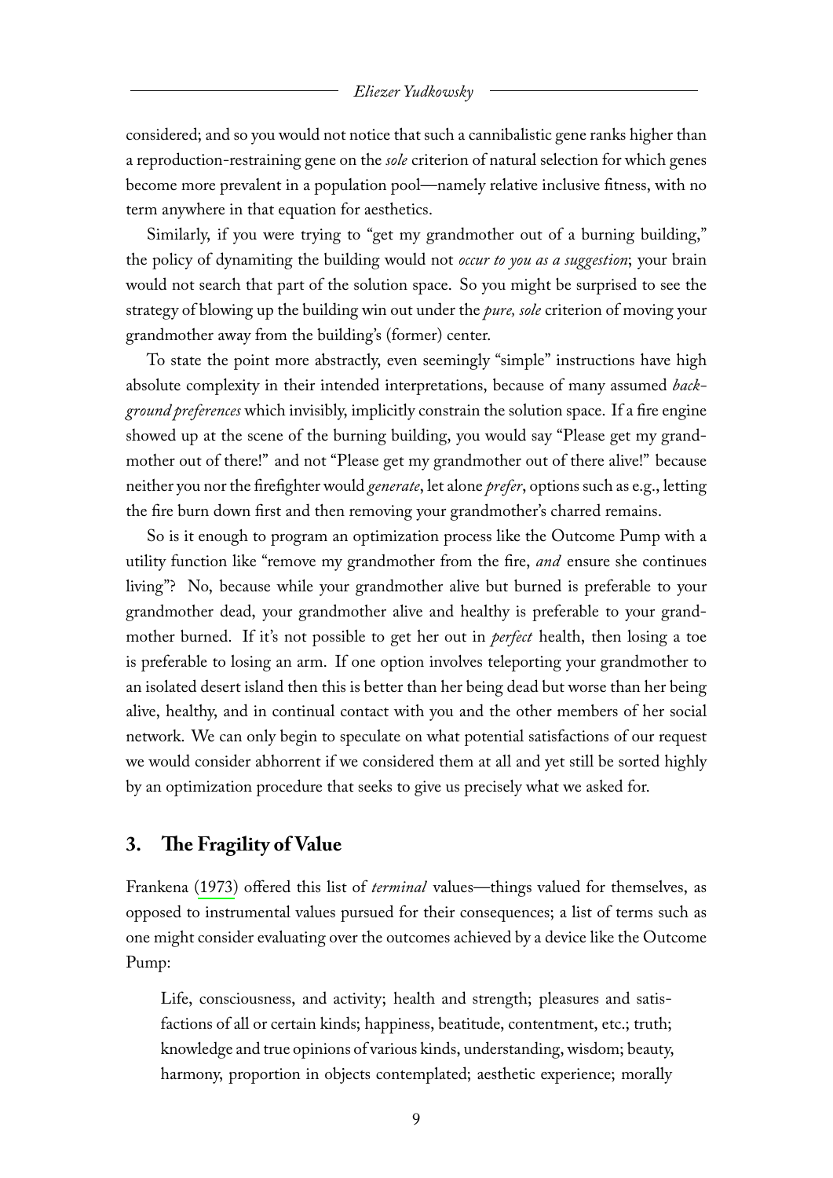considered; and so you would not notice that such a cannibalistic gene ranks higher than a reproduction-restraining gene on the *sole* criterion of natural selection for which genes become more prevalent in a population pool—namely relative inclusive fitness, with no term anywhere in that equation for aesthetics.

Similarly, if you were trying to "get my grandmother out of a burning building," the policy of dynamiting the building would not *occur to you as a suggestion*; your brain would not search that part of the solution space. So you might be surprised to see the strategy of blowing up the building win out under the *pure, sole* criterion of moving your grandmother away from the building's (former) center.

To state the point more abstractly, even seemingly "simple" instructions have high absolute complexity in their intended interpretations, because of many assumed *background preferences* which invisibly, implicitly constrain the solution space. If a fire engine showed up at the scene of the burning building, you would say "Please get my grandmother out of there!" and not "Please get my grandmother out of there alive!" because neither you nor the firefighter would *generate*, let alone *prefer*, options such as e.g., letting the fire burn down first and then removing your grandmother's charred remains.

So is it enough to program an optimization process like the Outcome Pump with a utility function like "remove my grandmother from the fire, *and* ensure she continues living"? No, because while your grandmother alive but burned is preferable to your grandmother dead, your grandmother alive and healthy is preferable to your grandmother burned. If it's not possible to get her out in *perfect* health, then losing a toe is preferable to losing an arm. If one option involves teleporting your grandmother to an isolated desert island then this is better than her being dead but worse than her being alive, healthy, and in continual contact with you and the other members of her social network. We can only begin to speculate on what potential satisfactions of our request we would consider abhorrent if we considered them at all and yet still be sorted highly by an optimization procedure that seeks to give us precisely what we asked for.

## 3. The Fragility of Value

Frankena (1973) offered this list of *terminal* values—things valued for themselves, as opposed to instrumental values pursued for their consequences; a list of terms such as one might consider evaluating over the outcomes achieved by a device like the Outcome Pump:

> Life, consciousness, and activity; health and strength; pleasures and satisfactions of all or certain kinds; happiness, beatitude, contentment, etc.; truth; knowledge and true opinions of various kinds, understanding, wisdom; beauty, harmony, proportion in objects contemplated; aesthetic experience; morally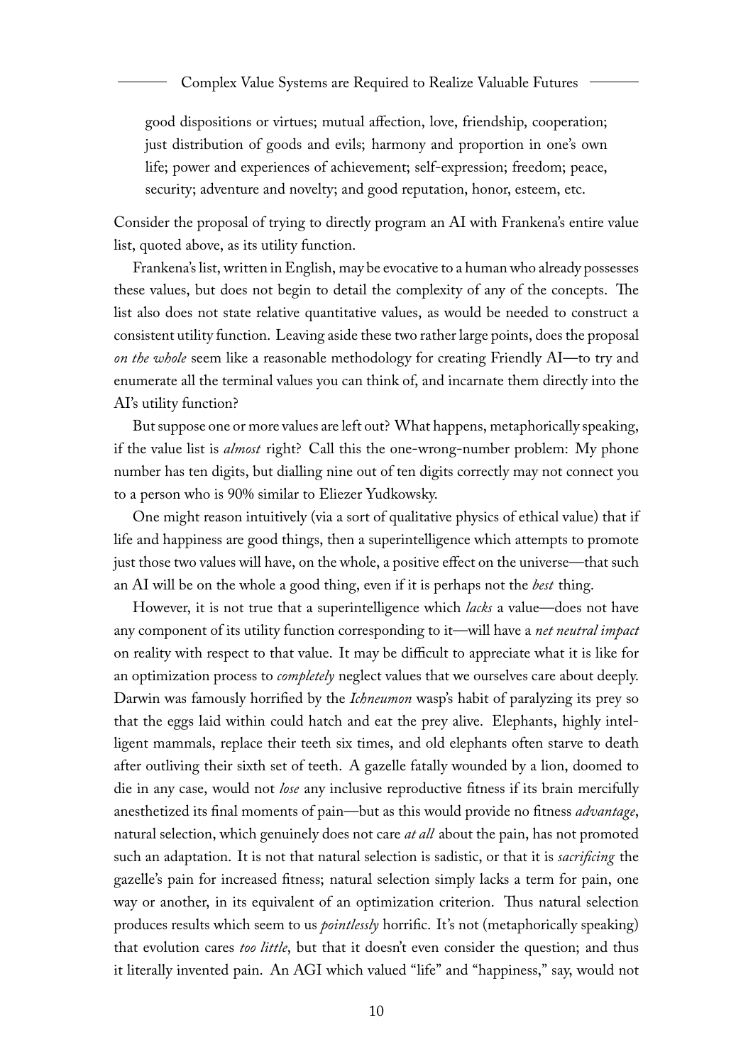good dispositions or virtues; mutual affection, love, friendship, cooperation; just distribution of goods and evils; harmony and proportion in one's own life; power and experiences of achievement; self-expression; freedom; peace, security; adventure and novelty; and good reputation, honor, esteem, etc.

Consider the proposal of trying to directly program an AI with Frankena's entire value list, quoted above, as its utility function.

Frankena's list, written in English, may be evocative to a human who already possesses these values, but does not begin to detail the complexity of any of the concepts. The list also does not state relative quantitative values, as would be needed to construct a consistent utility function. Leaving aside these two rather large points, does the proposal *on the whole* seem like a reasonable methodology for creating Friendly AI—to try and enumerate all the terminal values you can think of, and incarnate them directly into the AI's utility function?

But suppose one or more values are left out? What happens, metaphorically speaking, if the value list is *almost* right? Call this the one-wrong-number problem: My phone number has ten digits, but dialling nine out of ten digits correctly may not connect you to a person who is 90% similar to Eliezer Yudkowsky.

One might reason intuitively (via a sort of qualitative physics of ethical value) that if life and happiness are good things, then a superintelligence which attempts to promote just those two values will have, on the whole, a positive effect on the universe—that such an AI will be on the whole a good thing, even if it is perhaps not the *best* thing.

However, it is not true that a superintelligence which *lacks* a value—does not have any component of its utility function corresponding to it—will have a *net neutral impact* on reality with respect to that value. It may be difficult to appreciate what it is like for an optimization process to *completely* neglect values that we ourselves care about deeply. Darwin was famously horrified by the *Ichneumon* wasp's habit of paralyzing its prey so that the eggs laid within could hatch and eat the prey alive. Elephants, highly intelligent mammals, replace their teeth six times, and old elephants often starve to death after outliving their sixth set of teeth. A gazelle fatally wounded by a lion, doomed to die in any case, would not *lose* any inclusive reproductive fitness if its brain mercifully anesthetized its final moments of pain—but as this would provide no fitness *advantage*, natural selection, which genuinely does not care *at all* about the pain, has not promoted such an adaptation. It is not that natural selection is sadistic, or that it is *sacrificing* the gazelle's pain for increased fitness; natural selection simply lacks a term for pain, one way or another, in its equivalent of an optimization criterion. Thus natural selection produces results which seem to us *pointlessly* horrific. It's not (metaphorically speaking) that evolution cares *too little*, but that it doesn't even consider the question; and thus it literally invented pain. An AGI which valued "life" and "happiness," say, would not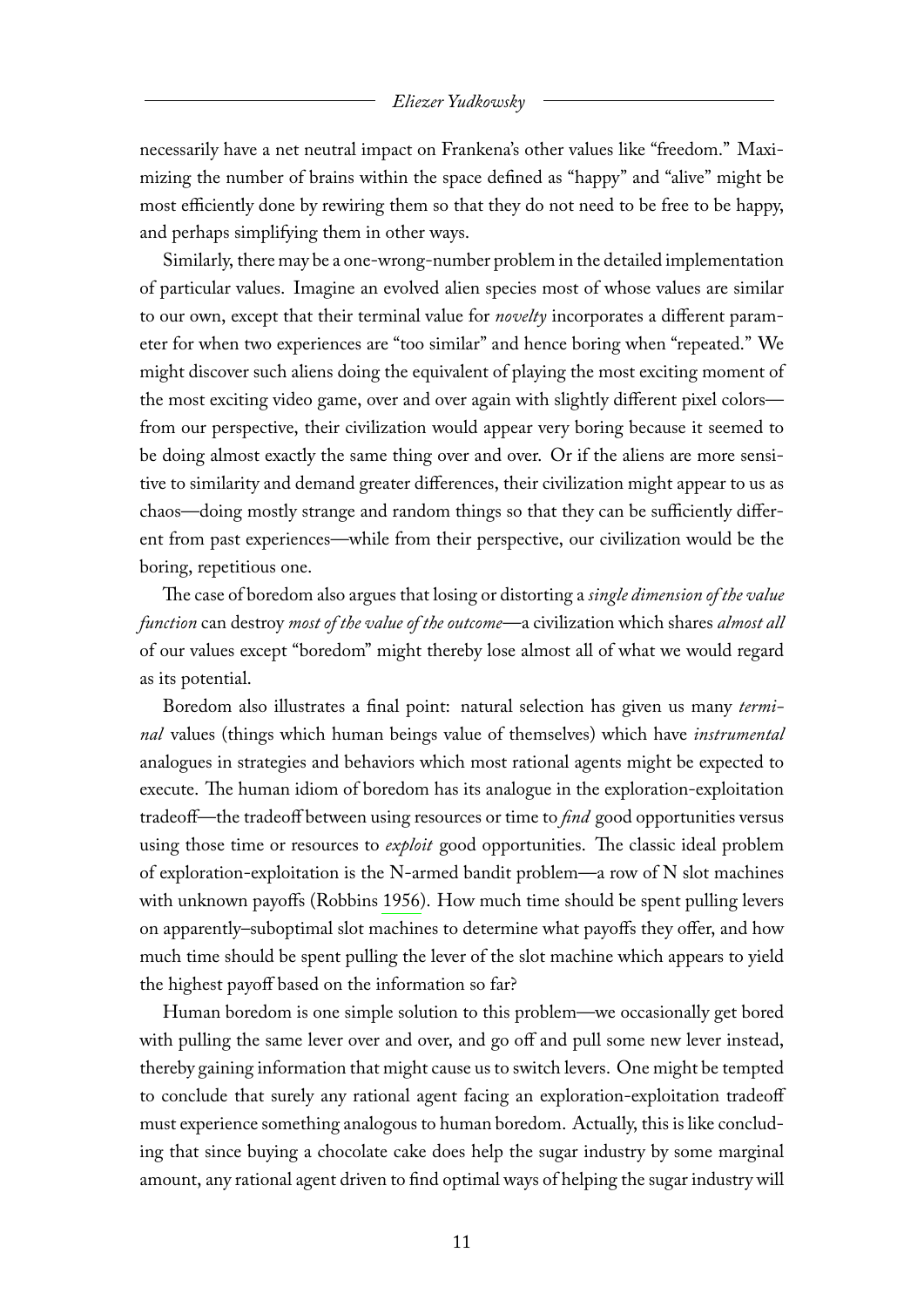necessarily have a net neutral impact on Frankena's other values like "freedom." Maximizing the number of brains within the space defined as "happy" and "alive" might be most efficiently done by rewiring them so that they do not need to be free to be happy, and perhaps simplifying them in other ways.

Similarly, there may be a one-wrong-number problem in the detailed implementation of particular values. Imagine an evolved alien species most of whose values are similar to our own, except that their terminal value for *novelty* incorporates a different parameter for when two experiences are "too similar" and hence boring when "repeated." We might discover such aliens doing the equivalent of playing the most exciting moment of the most exciting video game, over and over again with slightly different pixel colors—from our perspective, their civilization would appear very boring because it seemed to be doing almost exactly the same thing over and over. Or if the aliens are more sensitive to similarity and demand greater differences, their civilization might appear to us as chaos—doing mostly strange and random things so that they can be sufficiently different from past experiences—while from their perspective, our civilization would be the boring, repetitious one.

The case of boredom also argues that losing or distorting a *single dimension of the value function* can destroy *most of the value of the outcome*—a civilization which shares *almost all* of our values except "boredom" might thereby lose almost all of what we would regard as its potential.

Boredom also illustrates a final point: natural selection has given us many *terminal* values (things which human beings value of themselves) which have *instrumental* analogues in strategies and behaviors which most rational agents might be expected to execute. The human idiom of boredom has its analogue in the exploration-exploitation tradeoff—the tradeoff between using resources or time to *find* good opportunities versus using those time or resources to *exploit* good opportunities. The classic ideal problem of exploration-exploitation is the N-armed bandit problem—a row of N slot machines with unknown payoffs (Robbins 1956). How much time should be spent pulling levers on apparently–suboptimal slot machines to determine what payoffs they offer, and how much time should be spent pulling the lever of the slot machine which appears to yield the highest payoff based on the information so far?

Human boredom is one simple solution to this problem—we occasionally get bored with pulling the same lever over and over, and go off and pull some new lever instead, thereby gaining information that might cause us to switch levers. One might be tempted to conclude that surely any rational agent facing an exploration-exploitation tradeoff must experience something analogous to human boredom. Actually, this is like concluding that since buying a chocolate cake does help the sugar industry by some marginal amount, any rational agent driven to find optimal ways of helping the sugar industry will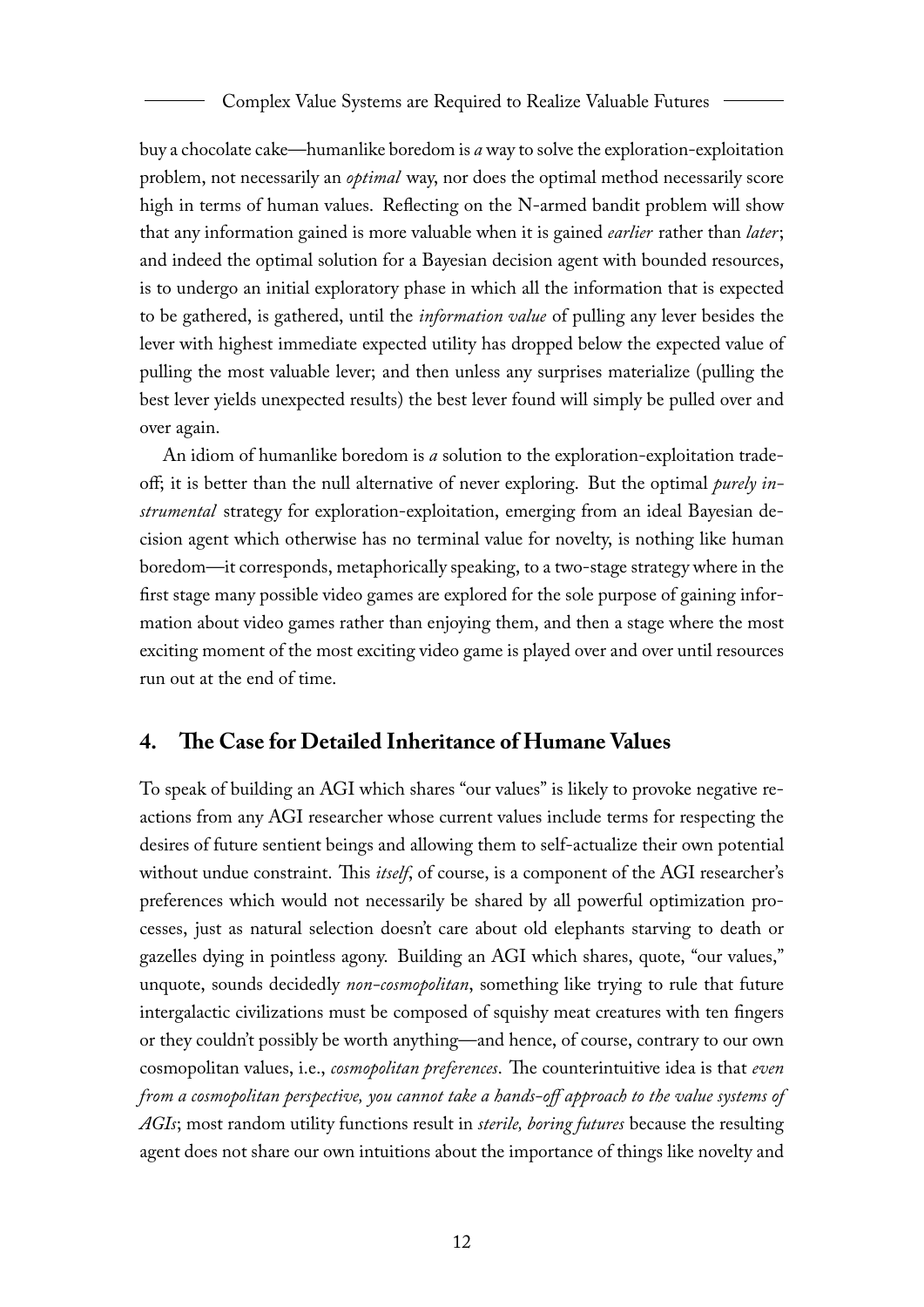buy a chocolate cake—humanlike boredom is *a* way to solve the exploration-exploitation problem, not necessarily an *optimal* way, nor does the optimal method necessarily score high in terms of human values. Reflecting on the N-armed bandit problem will show that any information gained is more valuable when it is gained *earlier* rather than *later*; and indeed the optimal solution for a Bayesian decision agent with bounded resources, is to undergo an initial exploratory phase in which all the information that is expected to be gathered, is gathered, until the *information value* of pulling any lever besides the lever with highest immediate expected utility has dropped below the expected value of pulling the most valuable lever; and then unless any surprises materialize (pulling the best lever yields unexpected results) the best lever found will simply be pulled over and over again.

An idiom of humanlike boredom is *a* solution to the exploration-exploitation tradeoff; it is better than the null alternative of never exploring. But the optimal *purely instrumental* strategy for exploration-exploitation, emerging from an ideal Bayesian decision agent which otherwise has no terminal value for novelty, is nothing like human boredom—it corresponds, metaphorically speaking, to a two-stage strategy where in the first stage many possible video games are explored for the sole purpose of gaining information about video games rather than enjoying them, and then a stage where the most exciting moment of the most exciting video game is played over and over until resources run out at the end of time.

## 4. The Case for Detailed Inheritance of Humane Values

To speak of building an AGI which shares "our values" is likely to provoke negative reactions from any AGI researcher whose current values include terms for respecting the desires of future sentient beings and allowing them to self-actualize their own potential without undue constraint. This *itself*, of course, is a component of the AGI researcher's preferences which would not necessarily be shared by all powerful optimization processes, just as natural selection doesn't care about old elephants starving to death or gazelles dying in pointless agony. Building an AGI which shares, quote, "our values," unquote, sounds decidedly *non-cosmopolitan*, something like trying to rule that future intergalactic civilizations must be composed of squishy meat creatures with ten fingers or they couldn't possibly be worth anything—and hence, of course, contrary to our own cosmopolitan values, i.e., *cosmopolitan preferences*. The counterintuitive idea is that *even from a cosmopolitan perspective, you cannot take a hands-off approach to the value systems of AGIs*; most random utility functions result in *sterile, boring futures* because the resulting agent does not share our own intuitions about the importance of things like novelty and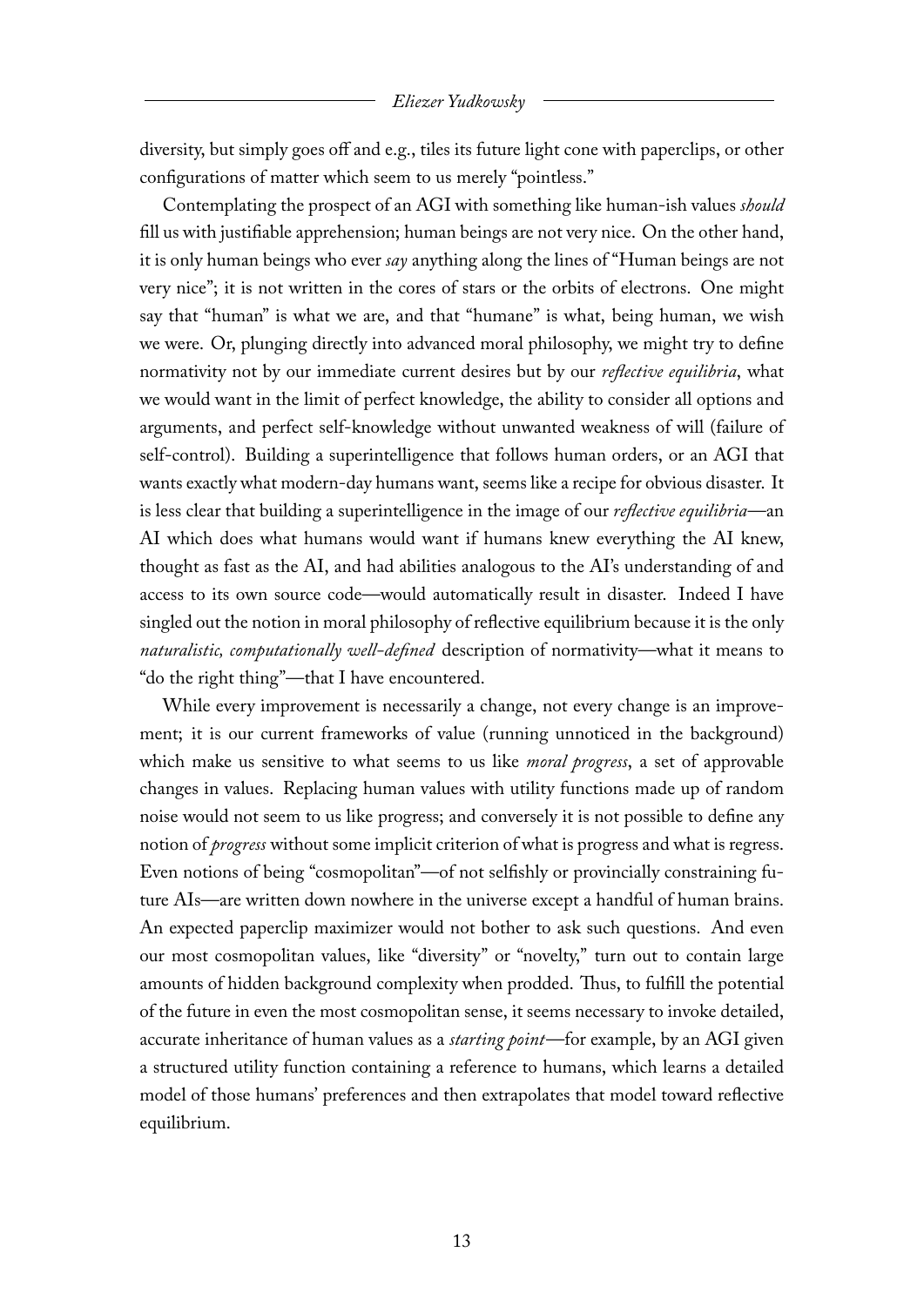diversity, but simply goes off and e.g., tiles its future light cone with paperclips, or other configurations of matter which seem to us merely "pointless."

Contemplating the prospect of an AGI with something like human-ish values *should* fill us with justifiable apprehension; human beings are not very nice. On the other hand, it is only human beings who ever *say* anything along the lines of "Human beings are not very nice"; it is not written in the cores of stars or the orbits of electrons. One might say that "human" is what we are, and that "humane" is what, being human, we wish we were. Or, plunging directly into advanced moral philosophy, we might try to define normativity not by our immediate current desires but by our *reflective equilibria*, what we would want in the limit of perfect knowledge, the ability to consider all options and arguments, and perfect self-knowledge without unwanted weakness of will (failure of self-control). Building a superintelligence that follows human orders, or an AGI that wants exactly what modern-day humans want, seems like a recipe for obvious disaster. It is less clear that building a superintelligence in the image of our *reflective equilibria*—an AI which does what humans would want if humans knew everything the AI knew, thought as fast as the AI, and had abilities analogous to the AI's understanding of and access to its own source code—would automatically result in disaster. Indeed I have singled out the notion in moral philosophy of reflective equilibrium because it is the only *naturalistic, computationally well-defined* description of normativity—what it means to "do the right thing"—that I have encountered.

While every improvement is necessarily a change, not every change is an improvement; it is our current frameworks of value (running unnoticed in the background) which make us sensitive to what seems to us like *moral progress*, a set of approvable changes in values. Replacing human values with utility functions made up of random noise would not seem to us like progress; and conversely it is not possible to define any notion of *progress* without some implicit criterion of what is progress and what is regress. Even notions of being "cosmopolitan"—of not selfishly or provincially constraining future AIs—are written down nowhere in the universe except a handful of human brains. An expected paperclip maximizer would not bother to ask such questions. And even our most cosmopolitan values, like "diversity" or "novelty," turn out to contain large amounts of hidden background complexity when prodded. Thus, to fulfill the potential of the future in even the most cosmopolitan sense, it seems necessary to invoke detailed, accurate inheritance of human values as a *starting point*—for example, by an AGI given a structured utility function containing a reference to humans, which learns a detailed model of those humans' preferences and then extrapolates that model toward reflective equilibrium.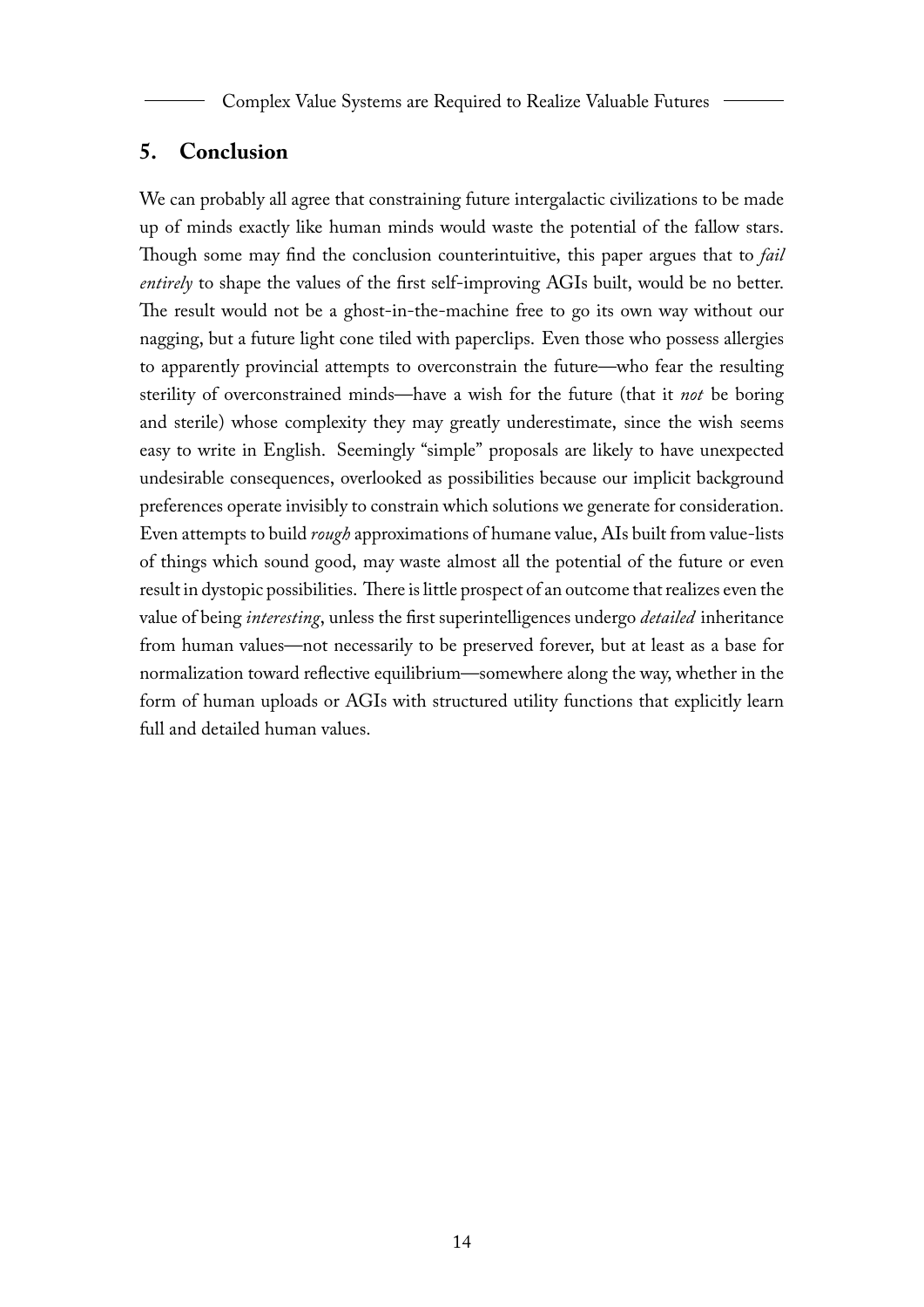## 5. Conclusion

We can probably all agree that constraining future intergalactic civilizations to be made up of minds exactly like human minds would waste the potential of the fallow stars. Though some may find the conclusion counterintuitive, this paper argues that to *fail entirely* to shape the values of the first self-improving AGIs built, would be no better. The result would not be a ghost-in-the-machine free to go its own way without our nagging, but a future light cone tiled with paperclips. Even those who possess allergies to apparently provincial attempts to overconstrain the future—who fear the resulting sterility of overconstrained minds—have a wish for the future (that it *not* be boring and sterile) whose complexity they may greatly underestimate, since the wish seems easy to write in English. Seemingly "simple" proposals are likely to have unexpected undesirable consequences, overlooked as possibilities because our implicit background preferences operate invisibly to constrain which solutions we generate for consideration. Even attempts to build *rough* approximations of humane value, AIs built from value-lists of things which sound good, may waste almost all the potential of the future or even result in dystopic possibilities. There is little prospect of an outcome that realizes even the value of being *interesting*, unless the first superintelligences undergo *detailed* inheritance from human values—not necessarily to be preserved forever, but at least as a base for normalization toward reflective equilibrium—somewhere along the way, whether in the form of human uploads or AGIs with structured utility functions that explicitly learn full and detailed human values.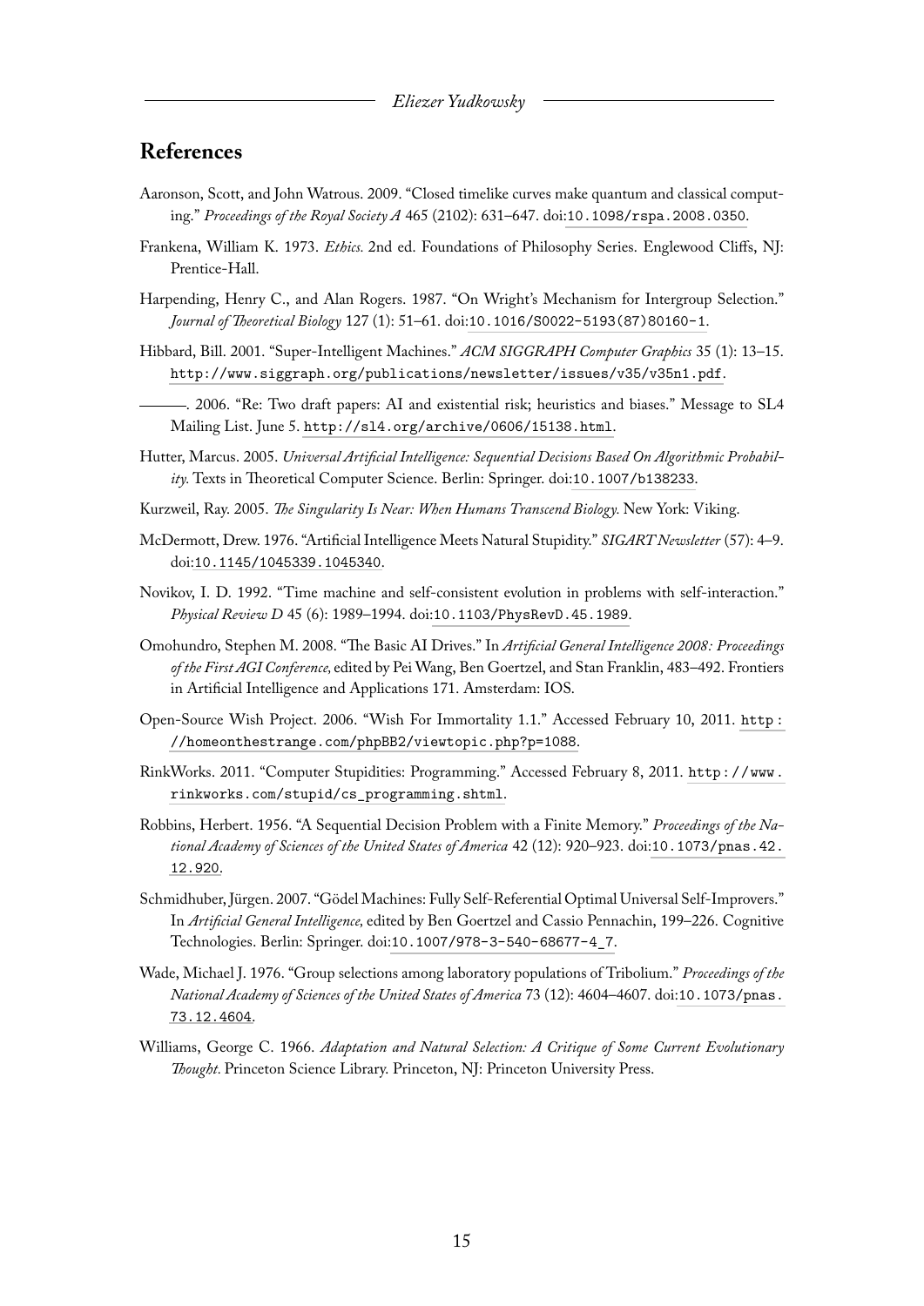## References

Aaronson, Scott, and John Watrous. 2009. "Closed timelike curves make quantum and classical computing." *Proceedings of the Royal Society A* 465 (2102): 631–647. doi:10.1098/rspa.2008.0350.

Frankena, William K. 1973. *Ethics.* 2nd ed. Foundations of Philosophy Series. Englewood Cliffs, NJ: Prentice-Hall.

Harpending, Henry C., and Alan Rogers. 1987. "On Wright's Mechanism for Intergroup Selection." *Journal of Theoretical Biology* 127 (1): 51–61. doi:10.1016/S0022-5193(87)80160-1.

Hibbard, Bill. 2001. "Super-Intelligent Machines." *ACM SIGGRAPH Computer Graphics* 35 (1): 13–15. http://www.siggraph.org/publications/newsletter/issues/v35/v35n1.pdf.

———. 2006. "Re: Two draft papers: AI and existential risk; heuristics and biases." Message to SL4 Mailing List. June 5. http://sl4.org/archive/0606/15138.html.

Hutter, Marcus. 2005. *Universal Artificial Intelligence: Sequential Decisions Based On Algorithmic Probability.* Texts in Theoretical Computer Science. Berlin: Springer. doi:10.1007/b138233.

Kurzweil, Ray. 2005. *The Singularity Is Near: When Humans Transcend Biology.* New York: Viking.

McDermott, Drew. 1976. "Artificial Intelligence Meets Natural Stupidity." *SIGART Newsletter* (57): 4–9. doi:10.1145/1045339.1045340.

Novikov, I. D. 1992. "Time machine and self-consistent evolution in problems with self-interaction." *Physical Review D* 45 (6): 1989–1994. doi:10.1103/PhysRevD.45.1989.

Omohundro, Stephen M. 2008. "The Basic AI Drives." In *Artificial General Intelligence 2008: Proceedings of the First AGI Conference,* edited by Pei Wang, Ben Goertzel, and Stan Franklin, 483–492. Frontiers in Artificial Intelligence and Applications 171. Amsterdam: IOS.

Open-Source Wish Project. 2006. "Wish For Immortality 1.1." Accessed February 10, 2011. http://homeonthestrange.com/phpBB2/viewtopic.php?p=1088.

RinkWorks. 2011. "Computer Stupidities: Programming." Accessed February 8, 2011. http://www.rinkworks.com/stupid/cs_programming.shtml.

Robbins, Herbert. 1956. "A Sequential Decision Problem with a Finite Memory." *Proceedings of the National Academy of Sciences of the United States of America* 42 (12): 920–923. doi:10.1073/pnas.42.12.920.

Schmidhuber, Jürgen. 2007. "Gödel Machines: Fully Self-Referential Optimal Universal Self-Improvers." In *Artificial General Intelligence,* edited by Ben Goertzel and Cassio Pennachin, 199–226. Cognitive Technologies. Berlin: Springer. doi:10.1007/978-3-540-68677-4_7.

Wade, Michael J. 1976. "Group selections among laboratory populations of Tribolium." *Proceedings of the National Academy of Sciences of the United States of America* 73 (12): 4604–4607. doi:10.1073/pnas.73.12.4604.

Williams, George C. 1966. *Adaptation and Natural Selection: A Critique of Some Current Evolutionary Thought.* Princeton Science Library. Princeton, NJ: Princeton University Press.